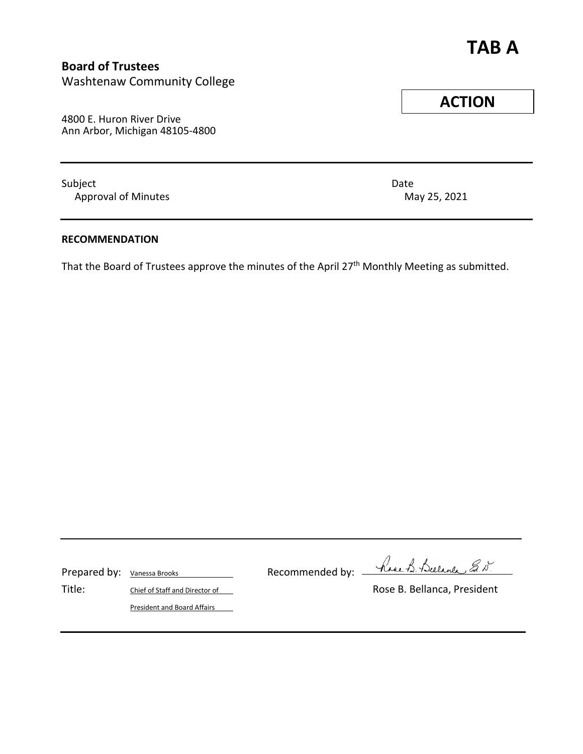# TAB A

**Board of Trustees**
Washtenaw Community College

**ACTION**

4800 E. Huron River Drive
Ann Arbor, Michigan 48105-4800

---

Subject
Approval of Minutes

Date
May 25, 2021

---

**RECOMMENDATION**

That the Board of Trustees approve the minutes of the April 27th Monthly Meeting as submitted.

---

Prepared by: Vanessa Brooks

Title: Chief of Staff and Director of President and Board Affairs

Recommended by: Rose B. Bellanca, Ed.D.

Rose B. Bellanca, President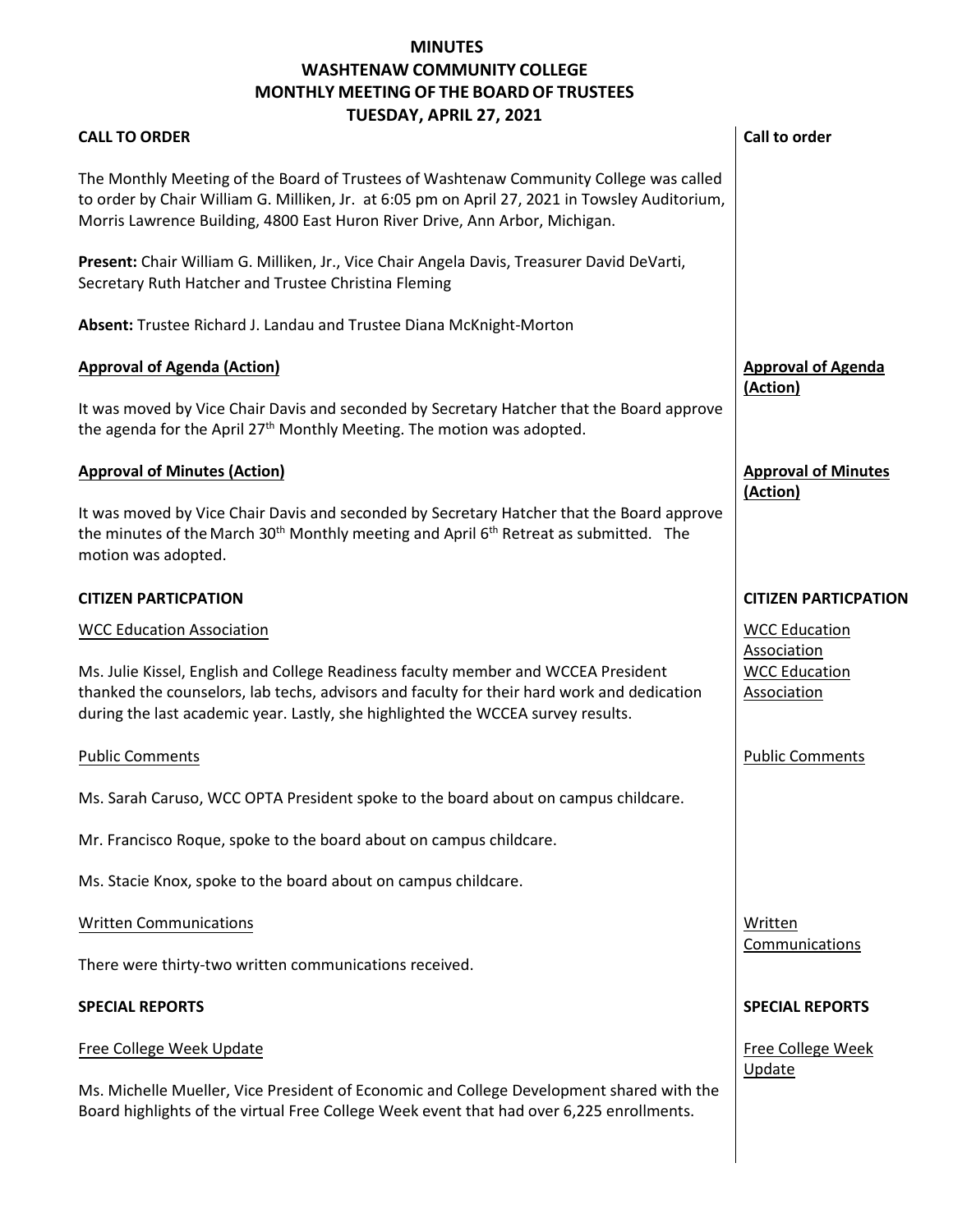# MINUTES
# WASHTENAW COMMUNITY COLLEGE
# MONTHLY MEETING OF THE BOARD OF TRUSTEES
# TUESDAY, APRIL 27, 2021

## CALL TO ORDER

*Call to order*

The Monthly Meeting of the Board of Trustees of Washtenaw Community College was called to order by Chair William G. Milliken, Jr. at 6:05 pm on April 27, 2021 in Towsley Auditorium, Morris Lawrence Building, 4800 East Huron River Drive, Ann Arbor, Michigan.

**Present:** Chair William G. Milliken, Jr., Vice Chair Angela Davis, Treasurer David DeVarti, Secretary Ruth Hatcher and Trustee Christina Fleming

**Absent:** Trustee Richard J. Landau and Trustee Diana McKnight-Morton

### Approval of Agenda (Action)

*Approval of Agenda (Action)*

It was moved by Vice Chair Davis and seconded by Secretary Hatcher that the Board approve the agenda for the April 27th Monthly Meeting. The motion was adopted.

### Approval of Minutes (Action)

*Approval of Minutes (Action)*

It was moved by Vice Chair Davis and seconded by Secretary Hatcher that the Board approve the minutes of the March 30th Monthly meeting and April 6th Retreat as submitted. The motion was adopted.

## CITIZEN PARTICPATION

*CITIZEN PARTICPATION*

### WCC Education Association

*WCC Education Association*

*WCC Education Association*

Ms. Julie Kissel, English and College Readiness faculty member and WCCEA President thanked the counselors, lab techs, advisors and faculty for their hard work and dedication during the last academic year. Lastly, she highlighted the WCCEA survey results.

### Public Comments

*Public Comments*

Ms. Sarah Caruso, WCC OPTA President spoke to the board about on campus childcare.

Mr. Francisco Roque, spoke to the board about on campus childcare.

Ms. Stacie Knox, spoke to the board about on campus childcare.

### Written Communications

*Written Communications*

There were thirty-two written communications received.

## SPECIAL REPORTS

*SPECIAL REPORTS*

### Free College Week Update

*Free College Week Update*

Ms. Michelle Mueller, Vice President of Economic and College Development shared with the Board highlights of the virtual Free College Week event that had over 6,225 enrollments.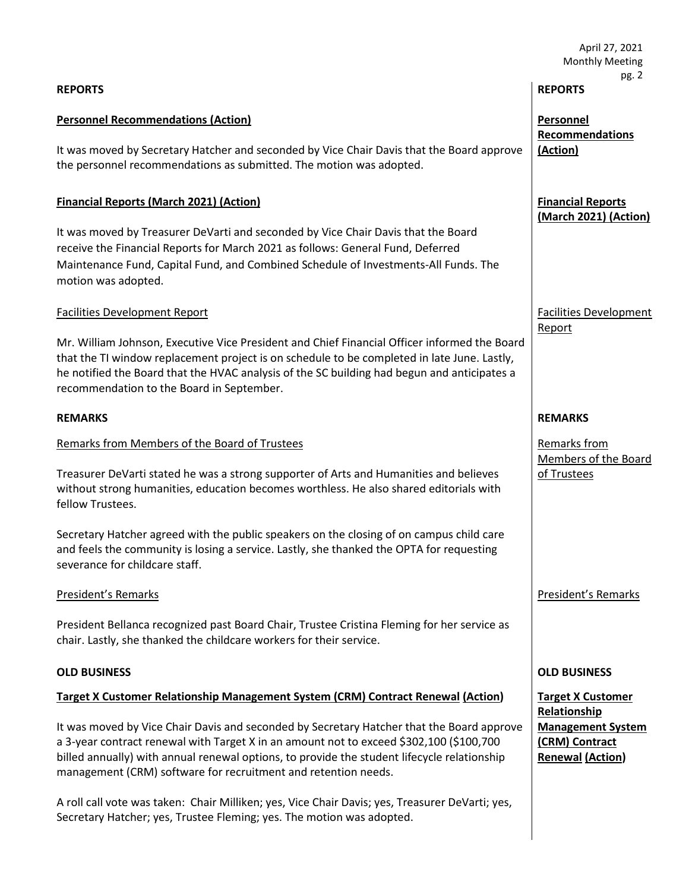## REPORTS

### **Personnel Recommendations (Action)**

It was moved by Secretary Hatcher and seconded by Vice Chair Davis that the Board approve the personnel recommendations as submitted. The motion was adopted.

### **Financial Reports (March 2021) (Action)**

It was moved by Treasurer DeVarti and seconded by Vice Chair Davis that the Board receive the Financial Reports for March 2021 as follows: General Fund, Deferred Maintenance Fund, Capital Fund, and Combined Schedule of Investments-All Funds. The motion was adopted.

### Facilities Development Report

Mr. William Johnson, Executive Vice President and Chief Financial Officer informed the Board that the TI window replacement project is on schedule to be completed in late June. Lastly, he notified the Board that the HVAC analysis of the SC building had begun and anticipates a recommendation to the Board in September.

## REMARKS

### Remarks from Members of the Board of Trustees

Treasurer DeVarti stated he was a strong supporter of Arts and Humanities and believes without strong humanities, education becomes worthless. He also shared editorials with fellow Trustees.

Secretary Hatcher agreed with the public speakers on the closing of on campus child care and feels the community is losing a service. Lastly, she thanked the OPTA for requesting severance for childcare staff.

### President's Remarks

President Bellanca recognized past Board Chair, Trustee Cristina Fleming for her service as chair. Lastly, she thanked the childcare workers for their service.

## OLD BUSINESS

### **Target X Customer Relationship Management System (CRM) Contract Renewal (Action)**

It was moved by Vice Chair Davis and seconded by Secretary Hatcher that the Board approve a 3-year contract renewal with Target X in an amount not to exceed $302,100 ($100,700 billed annually) with annual renewal options, to provide the student lifecycle relationship management (CRM) software for recruitment and retention needs.

A roll call vote was taken: Chair Milliken; yes, Vice Chair Davis; yes, Treasurer DeVarti; yes, Secretary Hatcher; yes, Trustee Fleming; yes. The motion was adopted.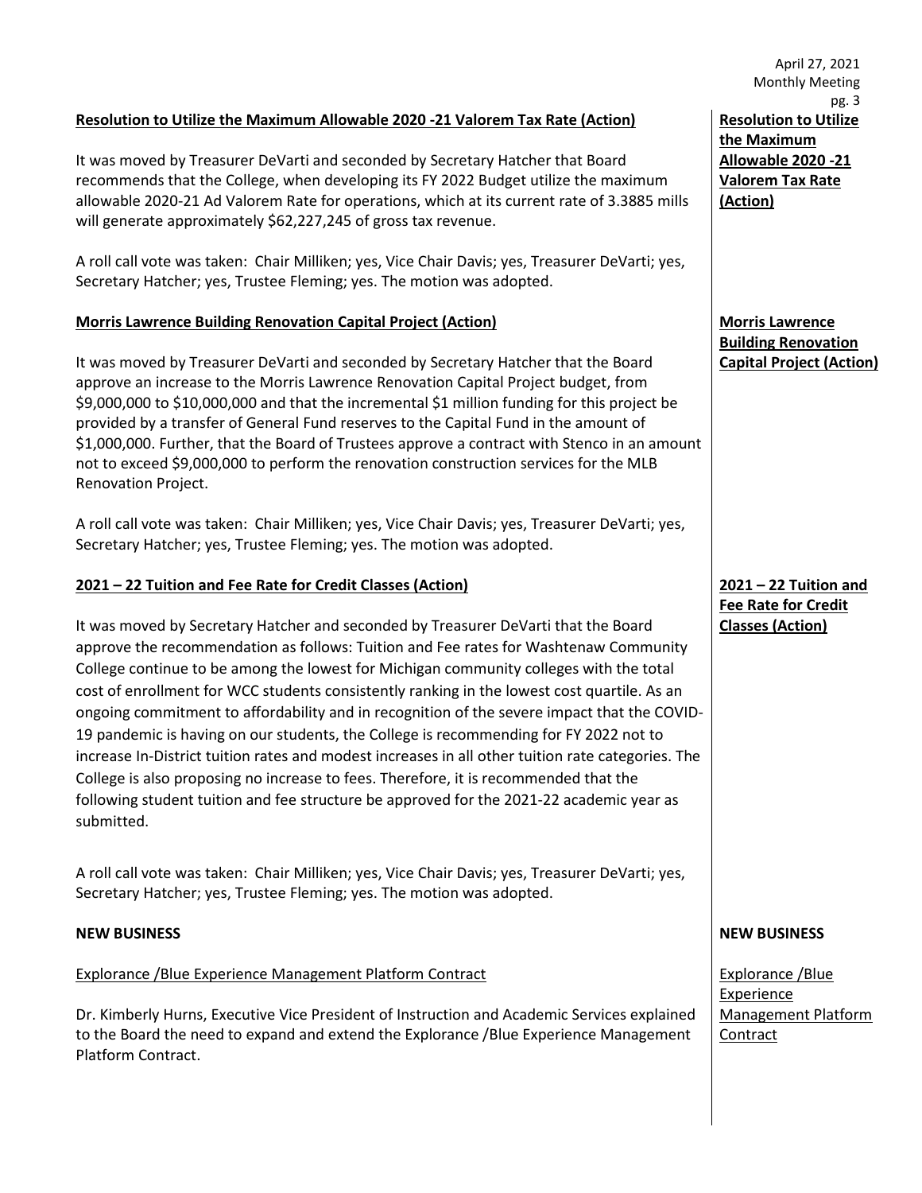### Resolution to Utilize the Maximum Allowable 2020 -21 Valorem Tax Rate (Action)

It was moved by Treasurer DeVarti and seconded by Secretary Hatcher that Board recommends that the College, when developing its FY 2022 Budget utilize the maximum allowable 2020-21 Ad Valorem Rate for operations, which at its current rate of 3.3885 mills will generate approximately $62,227,245 of gross tax revenue.

A roll call vote was taken: Chair Milliken; yes, Vice Chair Davis; yes, Treasurer DeVarti; yes, Secretary Hatcher; yes, Trustee Fleming; yes. The motion was adopted.

### Morris Lawrence Building Renovation Capital Project (Action)

It was moved by Treasurer DeVarti and seconded by Secretary Hatcher that the Board approve an increase to the Morris Lawrence Renovation Capital Project budget, from $9,000,000 to $10,000,000 and that the incremental $1 million funding for this project be provided by a transfer of General Fund reserves to the Capital Fund in the amount of $1,000,000. Further, that the Board of Trustees approve a contract with Stenco in an amount not to exceed $9,000,000 to perform the renovation construction services for the MLB Renovation Project.

A roll call vote was taken: Chair Milliken; yes, Vice Chair Davis; yes, Treasurer DeVarti; yes, Secretary Hatcher; yes, Trustee Fleming; yes. The motion was adopted.

### 2021 – 22 Tuition and Fee Rate for Credit Classes (Action)

It was moved by Secretary Hatcher and seconded by Treasurer DeVarti that the Board approve the recommendation as follows: Tuition and Fee rates for Washtenaw Community College continue to be among the lowest for Michigan community colleges with the total cost of enrollment for WCC students consistently ranking in the lowest cost quartile. As an ongoing commitment to affordability and in recognition of the severe impact that the COVID-19 pandemic is having on our students, the College is recommending for FY 2022 not to increase In-District tuition rates and modest increases in all other tuition rate categories. The College is also proposing no increase to fees. Therefore, it is recommended that the following student tuition and fee structure be approved for the 2021-22 academic year as submitted.

A roll call vote was taken: Chair Milliken; yes, Vice Chair Davis; yes, Treasurer DeVarti; yes, Secretary Hatcher; yes, Trustee Fleming; yes. The motion was adopted.

## NEW BUSINESS

### Explorance /Blue Experience Management Platform Contract

Dr. Kimberly Hurns, Executive Vice President of Instruction and Academic Services explained to the Board the need to expand and extend the Explorance /Blue Experience Management Platform Contract.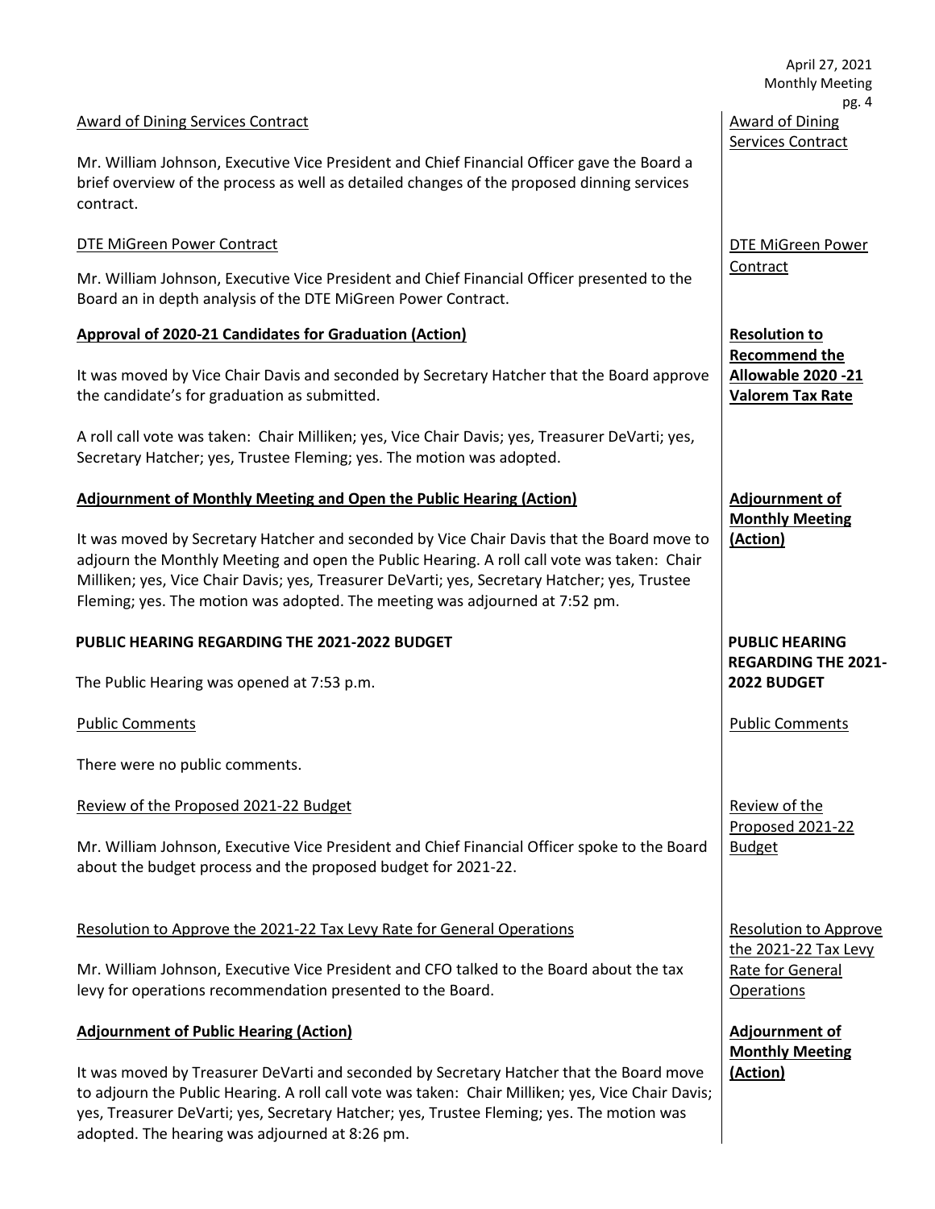Award of Dining Services Contract

Mr. William Johnson, Executive Vice President and Chief Financial Officer gave the Board a brief overview of the process as well as detailed changes of the proposed dinning services contract.

Award of Dining Services Contract

DTE MiGreen Power Contract

Mr. William Johnson, Executive Vice President and Chief Financial Officer presented to the Board an in depth analysis of the DTE MiGreen Power Contract.

DTE MiGreen Power Contract

**Approval of 2020-21 Candidates for Graduation (Action)**

It was moved by Vice Chair Davis and seconded by Secretary Hatcher that the Board approve the candidate's for graduation as submitted.

A roll call vote was taken: Chair Milliken; yes, Vice Chair Davis; yes, Treasurer DeVarti; yes, Secretary Hatcher; yes, Trustee Fleming; yes. The motion was adopted.

**Resolution to Recommend the Allowable 2020 -21 Valorem Tax Rate**

**Adjournment of Monthly Meeting and Open the Public Hearing (Action)**

It was moved by Secretary Hatcher and seconded by Vice Chair Davis that the Board move to adjourn the Monthly Meeting and open the Public Hearing. A roll call vote was taken: Chair Milliken; yes, Vice Chair Davis; yes, Treasurer DeVarti; yes, Secretary Hatcher; yes, Trustee Fleming; yes. The motion was adopted. The meeting was adjourned at 7:52 pm.

**Adjournment of Monthly Meeting (Action)**

**PUBLIC HEARING REGARDING THE 2021-2022 BUDGET**

The Public Hearing was opened at 7:53 p.m.

**PUBLIC HEARING REGARDING THE 2021-2022 BUDGET**

Public Comments

There were no public comments.

Public Comments

Review of the Proposed 2021-22 Budget

Mr. William Johnson, Executive Vice President and Chief Financial Officer spoke to the Board about the budget process and the proposed budget for 2021-22.

Review of the Proposed 2021-22 Budget

Resolution to Approve the 2021-22 Tax Levy Rate for General Operations

Mr. William Johnson, Executive Vice President and CFO talked to the Board about the tax levy for operations recommendation presented to the Board.

Resolution to Approve the 2021-22 Tax Levy Rate for General Operations

**Adjournment of Public Hearing (Action)**

It was moved by Treasurer DeVarti and seconded by Secretary Hatcher that the Board move to adjourn the Public Hearing. A roll call vote was taken: Chair Milliken; yes, Vice Chair Davis; yes, Treasurer DeVarti; yes, Secretary Hatcher; yes, Trustee Fleming; yes. The motion was adopted. The hearing was adjourned at 8:26 pm.

**Adjournment of Monthly Meeting (Action)**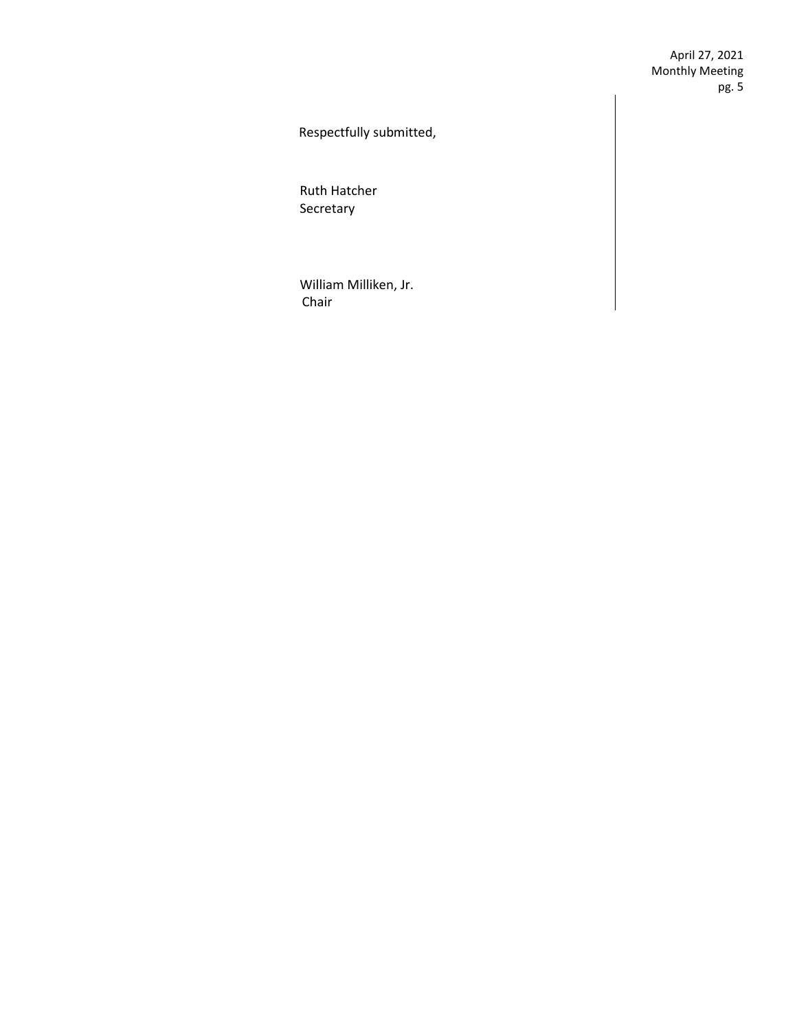Respectfully submitted,

Ruth Hatcher
Secretary

William Milliken, Jr.
Chair